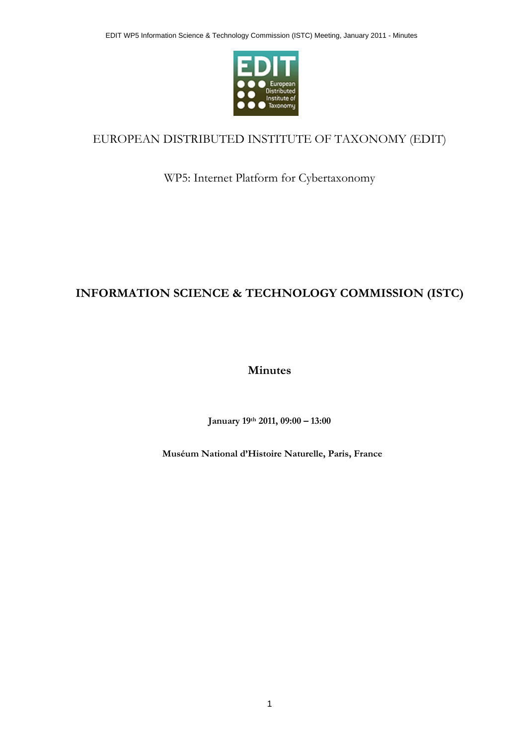EUROPEAN DISTRIBUTED INSTITUTE OF TAXONOMY (EDIT)

WP5: Internet Platform for Cybertaxonomy

# INFORMATION SCIENCE & TECHNOLOGY COMMISSION (ISTC)

## Minutes

**January 19th 2011, 09:00 – 13:00**

**Muséum National d'Histoire Naturelle, Paris, France**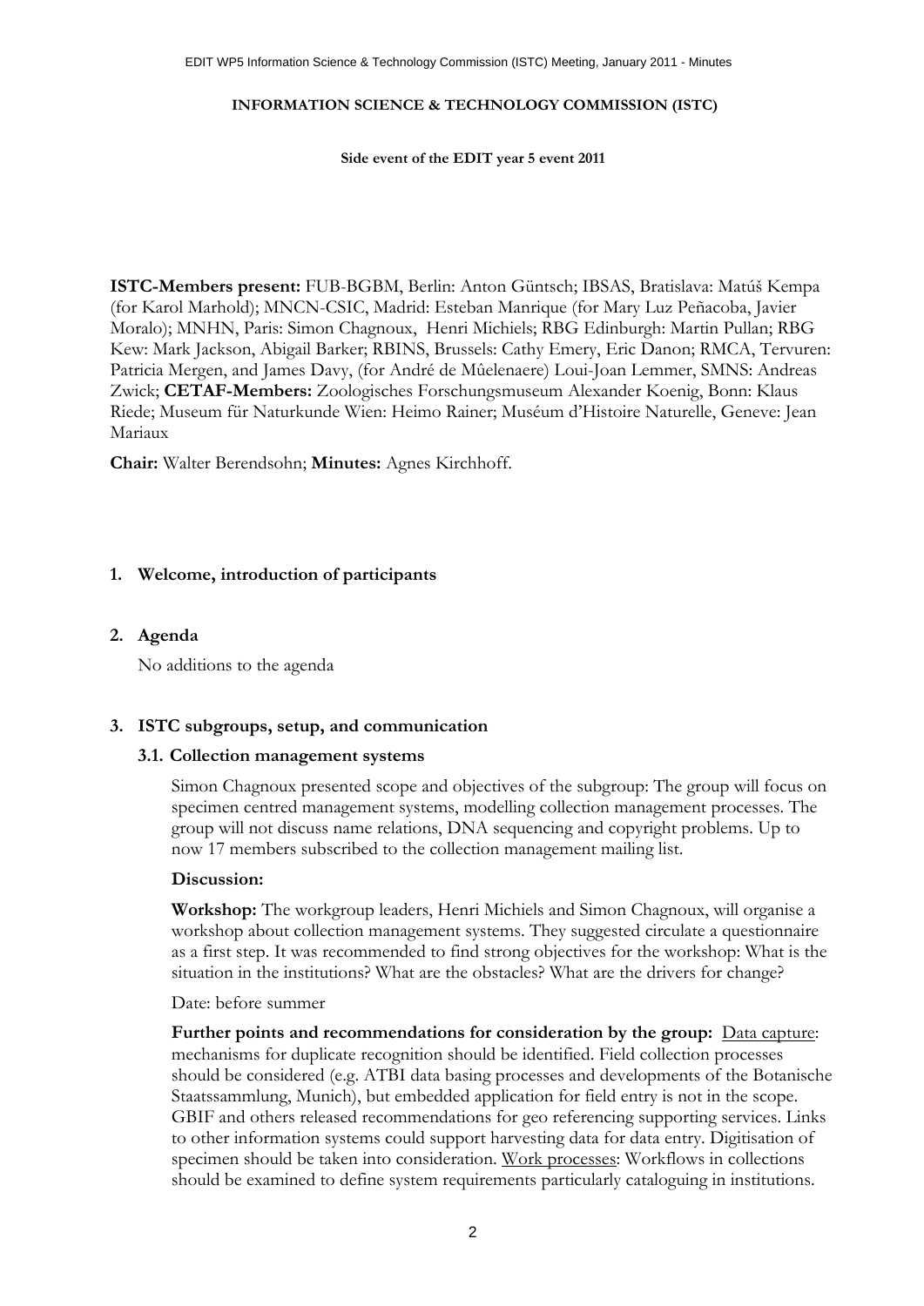**INFORMATION SCIENCE & TECHNOLOGY COMMISSION (ISTC)**

**Side event of the EDIT year 5 event 2011**

**ISTC-Members present:** FUB-BGBM, Berlin: Anton Güntsch; IBSAS, Bratislava: Matúš Kempa (for Karol Marhold); MNCN-CSIC, Madrid: Esteban Manrique (for Mary Luz Peñacoba, Javier Moralo); MNHN, Paris: Simon Chagnoux, Henri Michiels; RBG Edinburgh: Martin Pullan; RBG Kew: Mark Jackson, Abigail Barker; RBINS, Brussels: Cathy Emery, Eric Danon; RMCA, Tervuren: Patricia Mergen, and James Davy, (for André de Mûelenaere) Loui-Joan Lemmer, SMNS: Andreas Zwick; **CETAF-Members:** Zoologisches Forschungsmuseum Alexander Koenig, Bonn: Klaus Riede; Museum für Naturkunde Wien: Heimo Rainer; Muséum d'Histoire Naturelle, Geneve: Jean Mariaux

**Chair:** Walter Berendsohn; **Minutes:** Agnes Kirchhoff.

## 1. Welcome, introduction of participants

## 2. Agenda

No additions to the agenda

## 3. ISTC subgroups, setup, and communication

### 3.1. Collection management systems

Simon Chagnoux presented scope and objectives of the subgroup: The group will focus on specimen centred management systems, modelling collection management processes. The group will not discuss name relations, DNA sequencing and copyright problems. Up to now 17 members subscribed to the collection management mailing list.

**Discussion:**

**Workshop:** The workgroup leaders, Henri Michiels and Simon Chagnoux, will organise a workshop about collection management systems. They suggested circulate a questionnaire as a first step. It was recommended to find strong objectives for the workshop: What is the situation in the institutions? What are the obstacles? What are the drivers for change?

Date: before summer

**Further points and recommendations for consideration by the group:** Data capture: mechanisms for duplicate recognition should be identified. Field collection processes should be considered (e.g. ATBI data basing processes and developments of the Botanische Staatssammlung, Munich), but embedded application for field entry is not in the scope. GBIF and others released recommendations for geo referencing supporting services. Links to other information systems could support harvesting data for data entry. Digitisation of specimen should be taken into consideration. Work processes: Workflows in collections should be examined to define system requirements particularly cataloguing in institutions.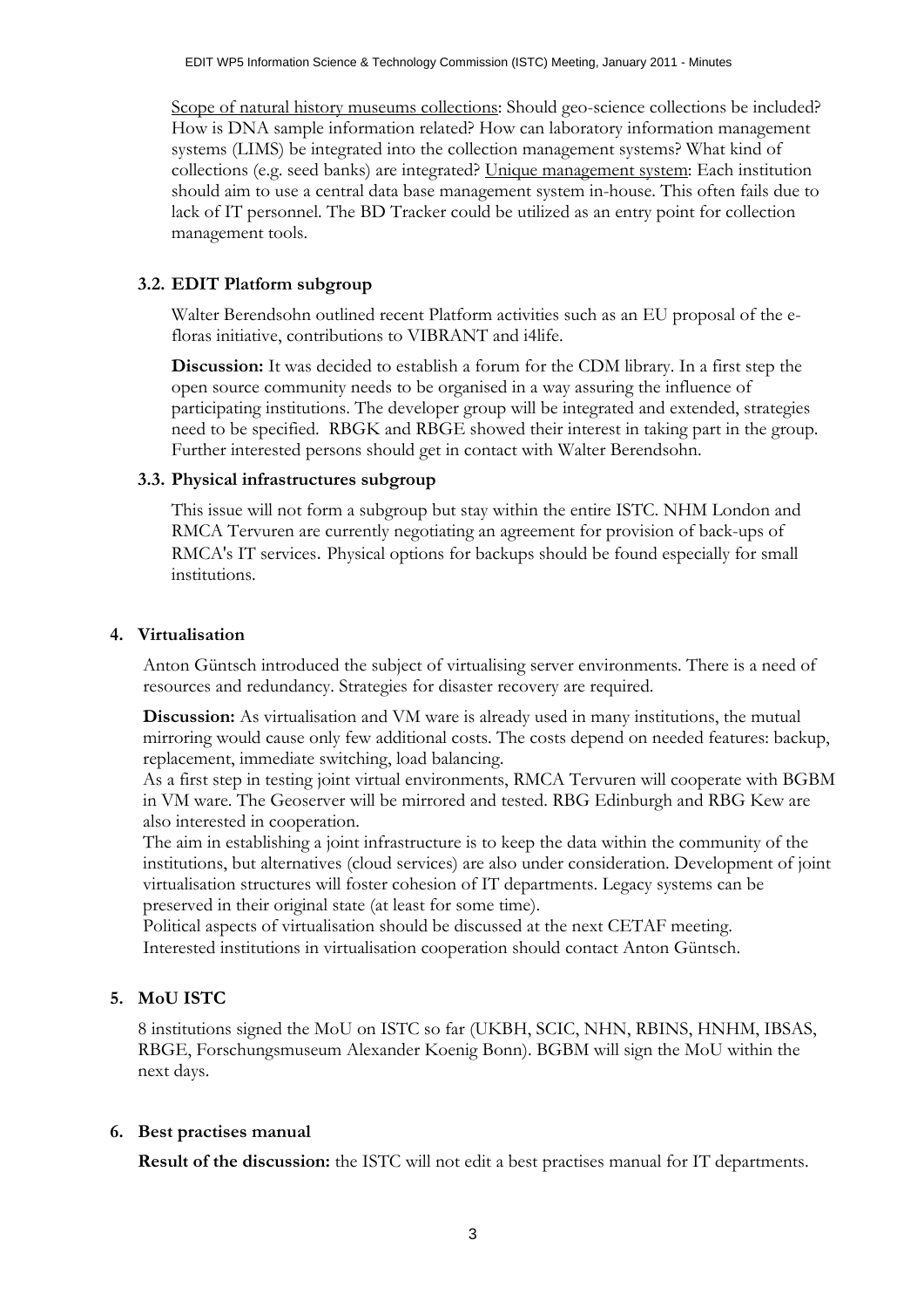<u>Scope of natural history museums collections</u>: Should geo-science collections be included? How is DNA sample information related? How can laboratory information management systems (LIMS) be integrated into the collection management systems? What kind of collections (e.g. seed banks) are integrated? <u>Unique management system</u>: Each institution should aim to use a central data base management system in-house. This often fails due to lack of IT personnel. The BD Tracker could be utilized as an entry point for collection management tools.

### 3.2. EDIT Platform subgroup

Walter Berendsohn outlined recent Platform activities such as an EU proposal of the e-floras initiative, contributions to VIBRANT and i4life.

**Discussion:** It was decided to establish a forum for the CDM library. In a first step the open source community needs to be organised in a way assuring the influence of participating institutions. The developer group will be integrated and extended, strategies need to be specified. RBGK and RBGE showed their interest in taking part in the group. Further interested persons should get in contact with Walter Berendsohn.

### 3.3. Physical infrastructures subgroup

This issue will not form a subgroup but stay within the entire ISTC. NHM London and RMCA Tervuren are currently negotiating an agreement for provision of back-ups of RMCA's IT services. Physical options for backups should be found especially for small institutions.

## 4. Virtualisation

Anton Güntsch introduced the subject of virtualising server environments. There is a need of resources and redundancy. Strategies for disaster recovery are required.

**Discussion:** As virtualisation and VM ware is already used in many institutions, the mutual mirroring would cause only few additional costs. The costs depend on needed features: backup, replacement, immediate switching, load balancing.
As a first step in testing joint virtual environments, RMCA Tervuren will cooperate with BGBM in VM ware. The Geoserver will be mirrored and tested. RBG Edinburgh and RBG Kew are also interested in cooperation.
The aim in establishing a joint infrastructure is to keep the data within the community of the institutions, but alternatives (cloud services) are also under consideration. Development of joint virtualisation structures will foster cohesion of IT departments. Legacy systems can be preserved in their original state (at least for some time).
Political aspects of virtualisation should be discussed at the next CETAF meeting.
Interested institutions in virtualisation cooperation should contact Anton Güntsch.

## 5. MoU ISTC

8 institutions signed the MoU on ISTC so far (UKBH, SCIC, NHN, RBINS, HNHM, IBSAS, RBGE, Forschungsmuseum Alexander Koenig Bonn). BGBM will sign the MoU within the next days.

## 6. Best practises manual

**Result of the discussion:** the ISTC will not edit a best practises manual for IT departments.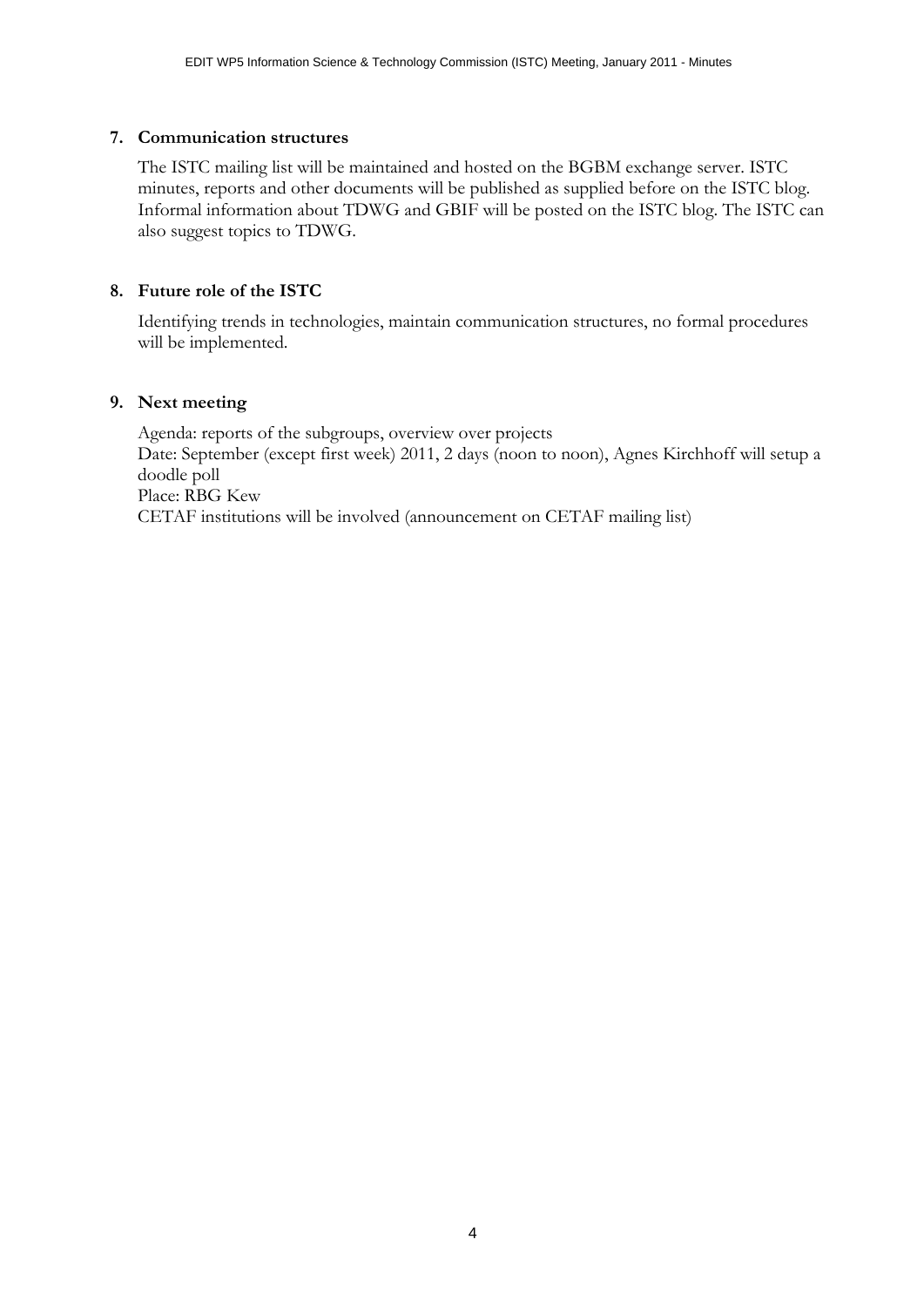## 7. Communication structures

The ISTC mailing list will be maintained and hosted on the BGBM exchange server. ISTC minutes, reports and other documents will be published as supplied before on the ISTC blog. Informal information about TDWG and GBIF will be posted on the ISTC blog. The ISTC can also suggest topics to TDWG.

## 8. Future role of the ISTC

Identifying trends in technologies, maintain communication structures, no formal procedures will be implemented.

## 9. Next meeting

Agenda: reports of the subgroups, overview over projects
Date: September (except first week) 2011, 2 days (noon to noon), Agnes Kirchhoff will setup a doodle poll
Place: RBG Kew
CETAF institutions will be involved (announcement on CETAF mailing list)